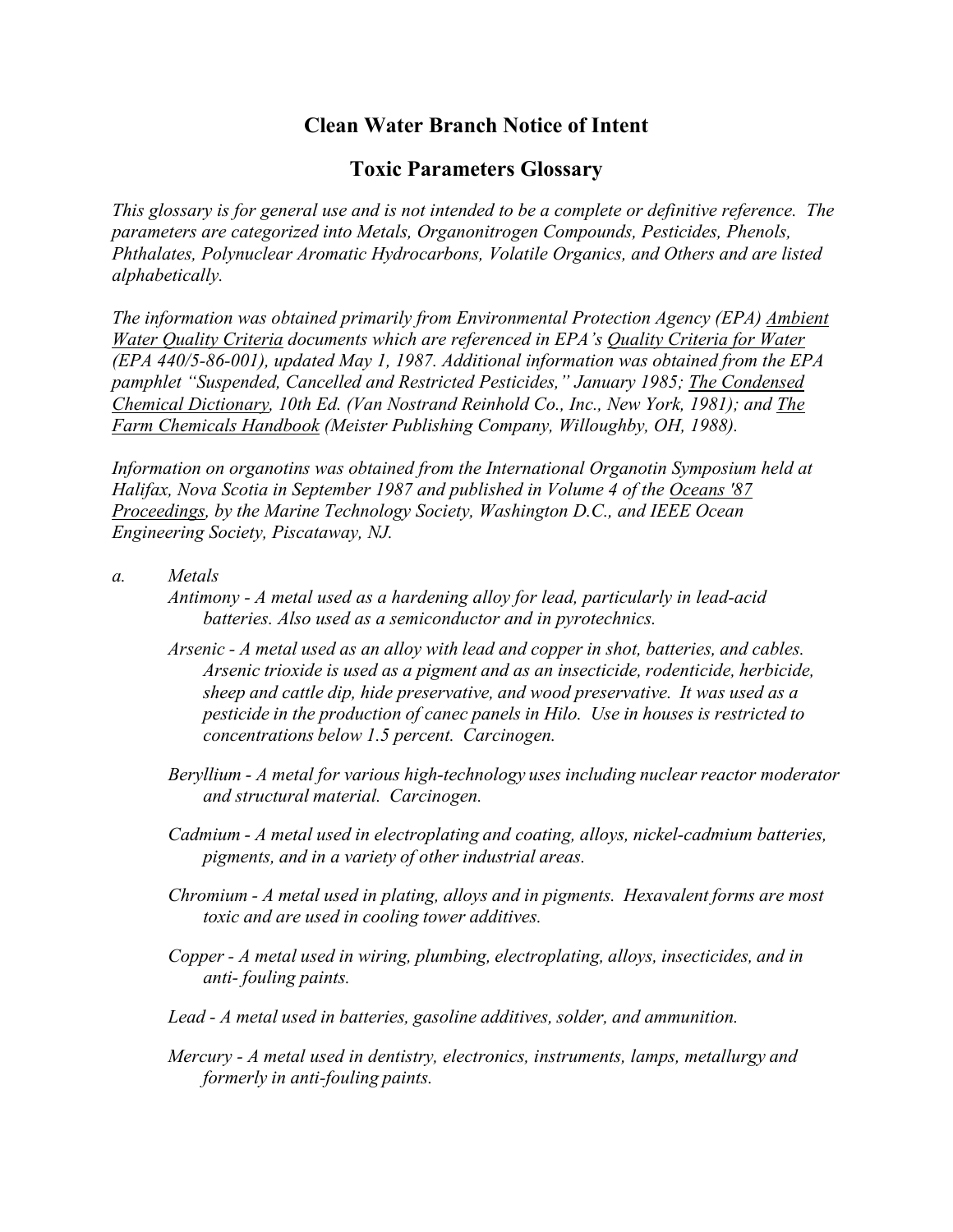# Clean Water Branch Notice of Intent

## Toxic Parameters Glossary

*This glossary is for general use and is not intended to be a complete or definitive reference. The parameters are categorized into Metals, Organonitrogen Compounds, Pesticides, Phenols, Phthalates, Polynuclear Aromatic Hydrocarbons, Volatile Organics, and Others and are listed alphabetically.*

*The information was obtained primarily from Environmental Protection Agency (EPA) Ambient Water Quality Criteria documents which are referenced in EPA's Quality Criteria for Water (EPA 440/5-86-001), updated May 1, 1987. Additional information was obtained from the EPA pamphlet "Suspended, Cancelled and Restricted Pesticides," January 1985; The Condensed Chemical Dictionary, 10th Ed. (Van Nostrand Reinhold Co., Inc., New York, 1981); and The Farm Chemicals Handbook (Meister Publishing Company, Willoughby, OH, 1988).*

*Information on organotins was obtained from the International Organotin Symposium held at Halifax, Nova Scotia in September 1987 and published in Volume 4 of the Oceans '87 Proceedings, by the Marine Technology Society, Washington D.C., and IEEE Ocean Engineering Society, Piscataway, NJ.*

a. *Metals*

*Antimony - A metal used as a hardening alloy for lead, particularly in lead-acid batteries. Also used as a semiconductor and in pyrotechnics.*

*Arsenic - A metal used as an alloy with lead and copper in shot, batteries, and cables. Arsenic trioxide is used as a pigment and as an insecticide, rodenticide, herbicide, sheep and cattle dip, hide preservative, and wood preservative. It was used as a pesticide in the production of canec panels in Hilo. Use in houses is restricted to concentrations below 1.5 percent. Carcinogen.*

*Beryllium - A metal for various high-technology uses including nuclear reactor moderator and structural material. Carcinogen.*

*Cadmium - A metal used in electroplating and coating, alloys, nickel-cadmium batteries, pigments, and in a variety of other industrial areas.*

*Chromium - A metal used in plating, alloys and in pigments. Hexavalent forms are most toxic and are used in cooling tower additives.*

*Copper - A metal used in wiring, plumbing, electroplating, alloys, insecticides, and in anti- fouling paints.*

*Lead - A metal used in batteries, gasoline additives, solder, and ammunition.*

*Mercury - A metal used in dentistry, electronics, instruments, lamps, metallurgy and formerly in anti-fouling paints.*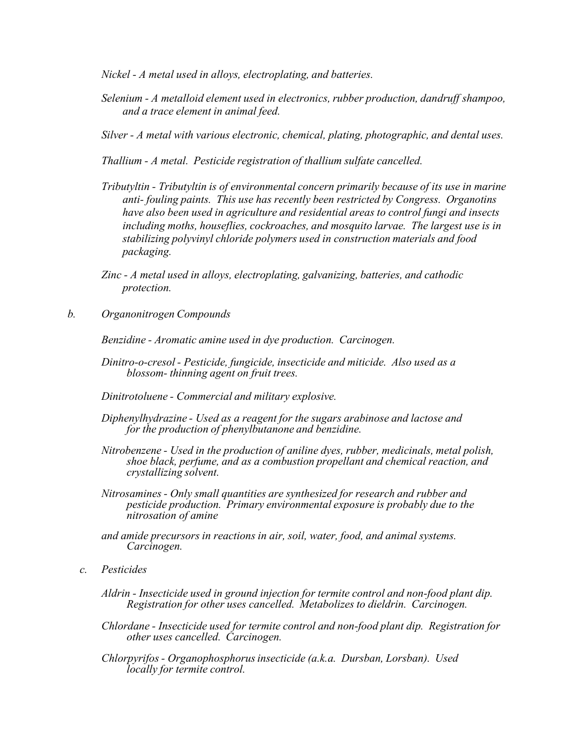*Nickel - A metal used in alloys, electroplating, and batteries.*

*Selenium - A metalloid element used in electronics, rubber production, dandruff shampoo, and a trace element in animal feed.*

*Silver - A metal with various electronic, chemical, plating, photographic, and dental uses.*

*Thallium - A metal. Pesticide registration of thallium sulfate cancelled.*

*Tributyltin - Tributyltin is of environmental concern primarily because of its use in marine anti- fouling paints. This use has recently been restricted by Congress. Organotins have also been used in agriculture and residential areas to control fungi and insects including moths, houseflies, cockroaches, and mosquito larvae. The largest use is in stabilizing polyvinyl chloride polymers used in construction materials and food packaging.*

*Zinc - A metal used in alloys, electroplating, galvanizing, batteries, and cathodic protection.*

*b. Organonitrogen Compounds*

*Benzidine - Aromatic amine used in dye production. Carcinogen.*

*Dinitro-o-cresol - Pesticide, fungicide, insecticide and miticide. Also used as a blossom- thinning agent on fruit trees.*

*Dinitrotoluene - Commercial and military explosive.*

*Diphenylhydrazine - Used as a reagent for the sugars arabinose and lactose and for the production of phenylbutanone and benzidine.*

*Nitrobenzene - Used in the production of aniline dyes, rubber, medicinals, metal polish, shoe black, perfume, and as a combustion propellant and chemical reaction, and crystallizing solvent.*

*Nitrosamines - Only small quantities are synthesized for research and rubber and pesticide production. Primary environmental exposure is probably due to the nitrosation of amine*

*and amide precursors in reactions in air, soil, water, food, and animal systems. Carcinogen.*

*c. Pesticides*

*Aldrin - Insecticide used in ground injection for termite control and non-food plant dip. Registration for other uses cancelled. Metabolizes to dieldrin. Carcinogen.*

*Chlordane - Insecticide used for termite control and non-food plant dip. Registration for other uses cancelled. Carcinogen.*

*Chlorpyrifos - Organophosphorus insecticide (a.k.a. Dursban, Lorsban). Used locally for termite control.*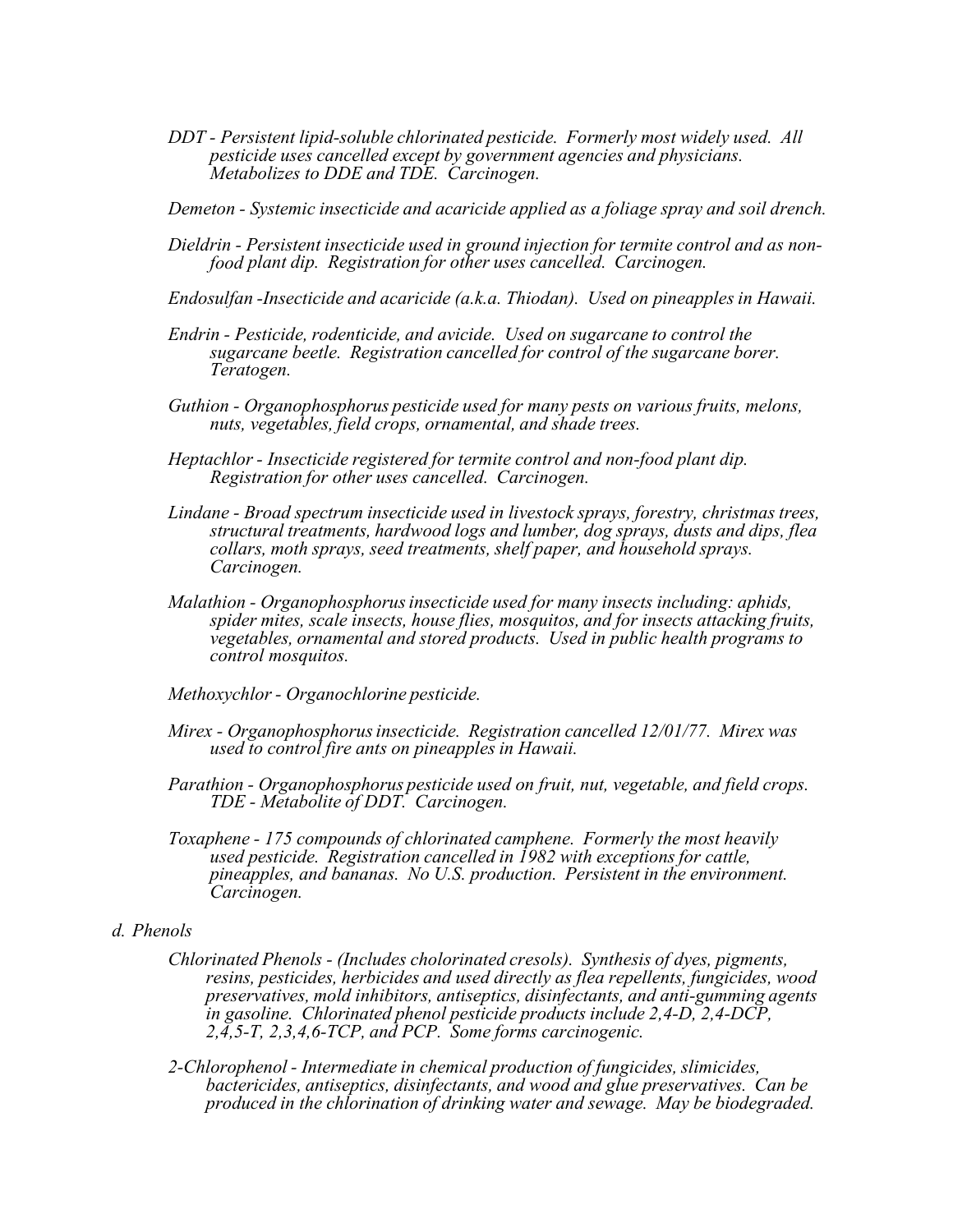*DDT - Persistent lipid-soluble chlorinated pesticide. Formerly most widely used. All pesticide uses cancelled except by government agencies and physicians. Metabolizes to DDE and TDE. Carcinogen.*

*Demeton - Systemic insecticide and acaricide applied as a foliage spray and soil drench.*

*Dieldrin - Persistent insecticide used in ground injection for termite control and as non-food plant dip. Registration for other uses cancelled. Carcinogen.*

*Endosulfan -Insecticide and acaricide (a.k.a. Thiodan). Used on pineapples in Hawaii.*

*Endrin - Pesticide, rodenticide, and avicide. Used on sugarcane to control the sugarcane beetle. Registration cancelled for control of the sugarcane borer. Teratogen.*

*Guthion - Organophosphorus pesticide used for many pests on various fruits, melons, nuts, vegetables, field crops, ornamental, and shade trees.*

*Heptachlor - Insecticide registered for termite control and non-food plant dip. Registration for other uses cancelled. Carcinogen.*

*Lindane - Broad spectrum insecticide used in livestock sprays, forestry, christmas trees, structural treatments, hardwood logs and lumber, dog sprays, dusts and dips, flea collars, moth sprays, seed treatments, shelf paper, and household sprays. Carcinogen.*

*Malathion - Organophosphorus insecticide used for many insects including: aphids, spider mites, scale insects, house flies, mosquitos, and for insects attacking fruits, vegetables, ornamental and stored products. Used in public health programs to control mosquitos.*

*Methoxychlor - Organochlorine pesticide.*

*Mirex - Organophosphorus insecticide. Registration cancelled 12/01/77. Mirex was used to control fire ants on pineapples in Hawaii.*

*Parathion - Organophosphorus pesticide used on fruit, nut, vegetable, and field crops. TDE - Metabolite of DDT. Carcinogen.*

*Toxaphene - 175 compounds of chlorinated camphene. Formerly the most heavily used pesticide. Registration cancelled in 1982 with exceptions for cattle, pineapples, and bananas. No U.S. production. Persistent in the environment. Carcinogen.*

*d. Phenols*

*Chlorinated Phenols - (Includes cholorinated cresols). Synthesis of dyes, pigments, resins, pesticides, herbicides and used directly as flea repellents, fungicides, wood preservatives, mold inhibitors, antiseptics, disinfectants, and anti-gumming agents in gasoline. Chlorinated phenol pesticide products include 2,4-D, 2,4-DCP, 2,4,5-T, 2,3,4,6-TCP, and PCP. Some forms carcinogenic.*

*2-Chlorophenol - Intermediate in chemical production of fungicides, slimicides, bactericides, antiseptics, disinfectants, and wood and glue preservatives. Can be produced in the chlorination of drinking water and sewage. May be biodegraded.*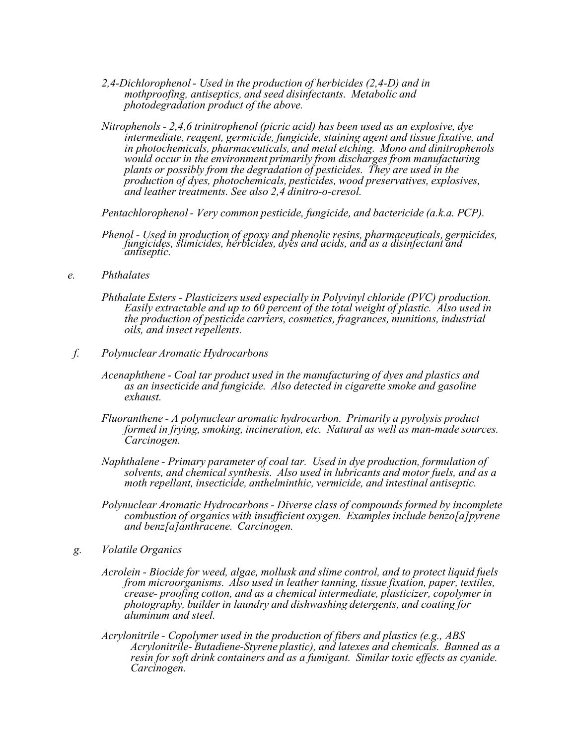*2,4-Dichlorophenol - Used in the production of herbicides (2,4-D) and in mothproofing, antiseptics, and seed disinfectants. Metabolic and photodegradation product of the above.*

*Nitrophenols - 2,4,6 trinitrophenol (picric acid) has been used as an explosive, dye intermediate, reagent, germicide, fungicide, staining agent and tissue fixative, and in photochemicals, pharmaceuticals, and metal etching. Mono and dinitrophenols would occur in the environment primarily from discharges from manufacturing plants or possibly from the degradation of pesticides. They are used in the production of dyes, photochemicals, pesticides, wood preservatives, explosives, and leather treatments. See also 2,4 dinitro-o-cresol.*

*Pentachlorophenol - Very common pesticide, fungicide, and bactericide (a.k.a. PCP).*

*Phenol - Used in production of epoxy and phenolic resins, pharmaceuticals, germicides, fungicides, slimicides, herbicides, dyes and acids, and as a disinfectant and antiseptic.*

*e. Phthalates*

*Phthalate Esters - Plasticizers used especially in Polyvinyl chloride (PVC) production. Easily extractable and up to 60 percent of the total weight of plastic. Also used in the production of pesticide carriers, cosmetics, fragrances, munitions, industrial oils, and insect repellents.*

*f. Polynuclear Aromatic Hydrocarbons*

*Acenaphthene - Coal tar product used in the manufacturing of dyes and plastics and as an insecticide and fungicide. Also detected in cigarette smoke and gasoline exhaust.*

*Fluoranthene - A polynuclear aromatic hydrocarbon. Primarily a pyrolysis product formed in frying, smoking, incineration, etc. Natural as well as man-made sources. Carcinogen.*

*Naphthalene - Primary parameter of coal tar. Used in dye production, formulation of solvents, and chemical synthesis. Also used in lubricants and motor fuels, and as a moth repellant, insecticide, anthelminthic, vermicide, and intestinal antiseptic.*

*Polynuclear Aromatic Hydrocarbons - Diverse class of compounds formed by incomplete combustion of organics with insufficient oxygen. Examples include benzo[a]pyrene and benz[a]anthracene. Carcinogen.*

*g. Volatile Organics*

*Acrolein - Biocide for weed, algae, mollusk and slime control, and to protect liquid fuels from microorganisms. Also used in leather tanning, tissue fixation, paper, textiles, crease- proofing cotton, and as a chemical intermediate, plasticizer, copolymer in photography, builder in laundry and dishwashing detergents, and coating for aluminum and steel.*

*Acrylonitrile - Copolymer used in the production of fibers and plastics (e.g., ABS Acrylonitrile- Butadiene-Styrene plastic), and latexes and chemicals. Banned as a resin for soft drink containers and as a fumigant. Similar toxic effects as cyanide. Carcinogen.*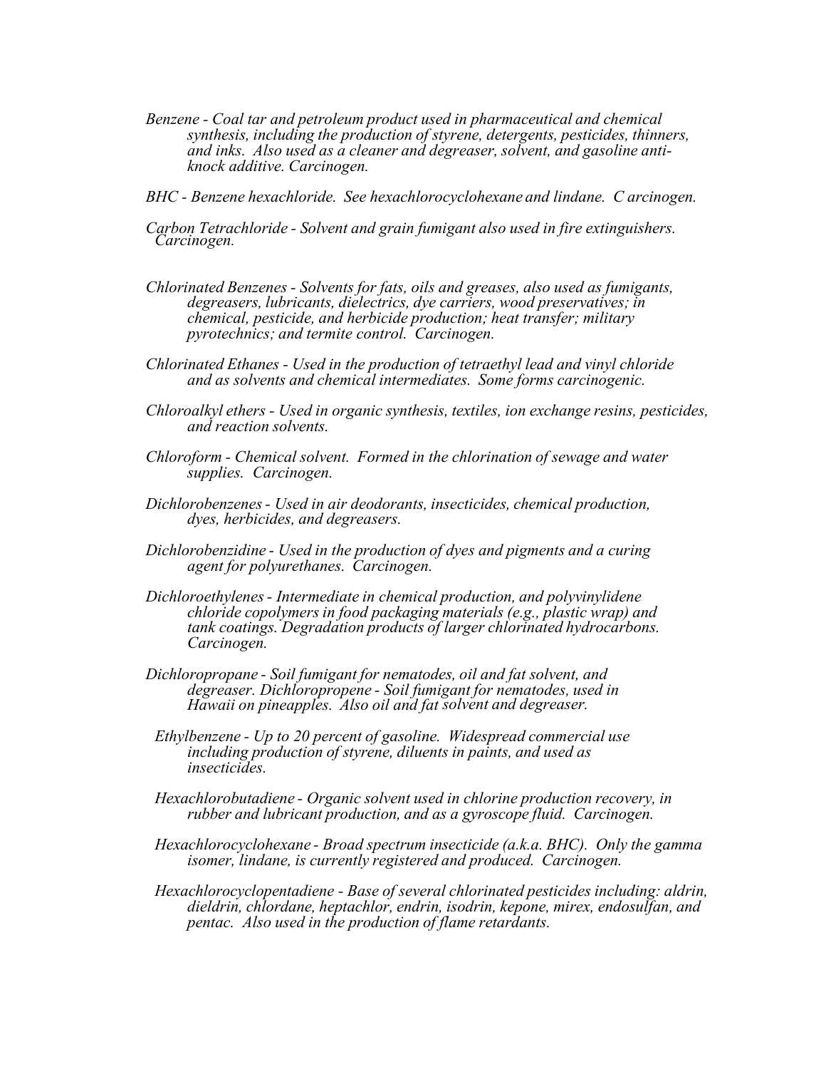*Benzene - Coal tar and petroleum product used in pharmaceutical and chemical synthesis, including the production of styrene, detergents, pesticides, thinners, and inks. Also used as a cleaner and degreaser, solvent, and gasoline anti-knock additive. Carcinogen.*

*BHC - Benzene hexachloride. See hexachlorocyclohexane and lindane. C arcinogen.*

*Carbon Tetrachloride - Solvent and grain fumigant also used in fire extinguishers. Carcinogen.*

*Chlorinated Benzenes - Solvents for fats, oils and greases, also used as fumigants, degreasers, lubricants, dielectrics, dye carriers, wood preservatives; in chemical, pesticide, and herbicide production; heat transfer; military pyrotechnics; and termite control. Carcinogen.*

*Chlorinated Ethanes - Used in the production of tetraethyl lead and vinyl chloride and as solvents and chemical intermediates. Some forms carcinogenic.*

*Chloroalkyl ethers - Used in organic synthesis, textiles, ion exchange resins, pesticides, and reaction solvents.*

*Chloroform - Chemical solvent. Formed in the chlorination of sewage and water supplies. Carcinogen.*

*Dichlorobenzenes - Used in air deodorants, insecticides, chemical production, dyes, herbicides, and degreasers.*

*Dichlorobenzidine - Used in the production of dyes and pigments and a curing agent for polyurethanes. Carcinogen.*

*Dichloroethylenes - Intermediate in chemical production, and polyvinylidene chloride copolymers in food packaging materials (e.g., plastic wrap) and tank coatings. Degradation products of larger chlorinated hydrocarbons. Carcinogen.*

*Dichloropropane - Soil fumigant for nematodes, oil and fat solvent, and degreaser. Dichloropropene - Soil fumigant for nematodes, used in Hawaii on pineapples. Also oil and fat solvent and degreaser.*

*Ethylbenzene - Up to 20 percent of gasoline. Widespread commercial use including production of styrene, diluents in paints, and used as insecticides.*

*Hexachlorobutadiene - Organic solvent used in chlorine production recovery, in rubber and lubricant production, and as a gyroscope fluid. Carcinogen.*

*Hexachlorocyclohexane - Broad spectrum insecticide (a.k.a. BHC). Only the gamma isomer, lindane, is currently registered and produced. Carcinogen.*

*Hexachlorocyclopentadiene - Base of several chlorinated pesticides including: aldrin, dieldrin, chlordane, heptachlor, endrin, isodrin, kepone, mirex, endosulfan, and pentac. Also used in the production of flame retardants.*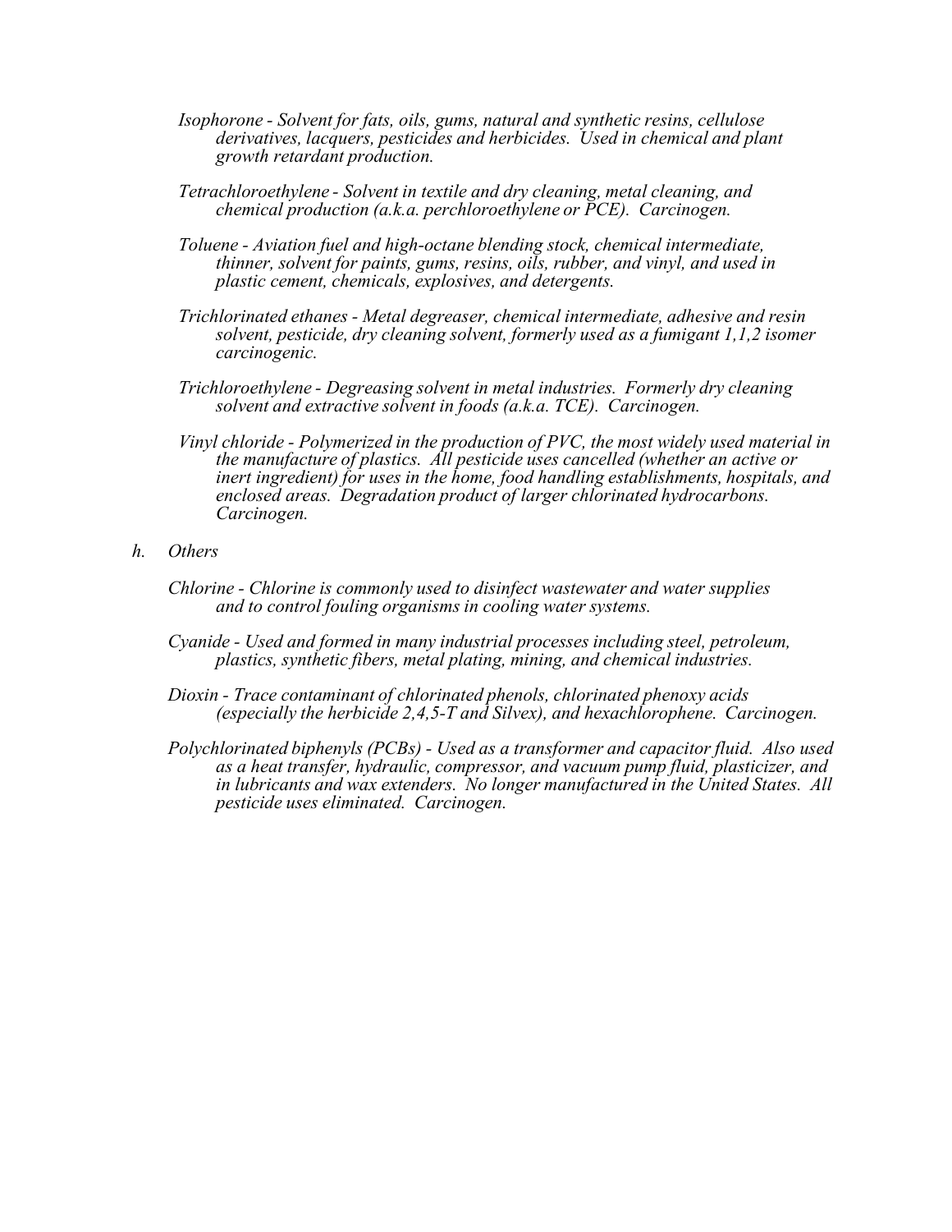*Isophorone - Solvent for fats, oils, gums, natural and synthetic resins, cellulose derivatives, lacquers, pesticides and herbicides. Used in chemical and plant growth retardant production.*

*Tetrachloroethylene - Solvent in textile and dry cleaning, metal cleaning, and chemical production (a.k.a. perchloroethylene or PCE). Carcinogen.*

*Toluene - Aviation fuel and high-octane blending stock, chemical intermediate, thinner, solvent for paints, gums, resins, oils, rubber, and vinyl, and used in plastic cement, chemicals, explosives, and detergents.*

*Trichlorinated ethanes - Metal degreaser, chemical intermediate, adhesive and resin solvent, pesticide, dry cleaning solvent, formerly used as a fumigant 1,1,2 isomer carcinogenic.*

*Trichloroethylene - Degreasing solvent in metal industries. Formerly dry cleaning solvent and extractive solvent in foods (a.k.a. TCE). Carcinogen.*

*Vinyl chloride - Polymerized in the production of PVC, the most widely used material in the manufacture of plastics. All pesticide uses cancelled (whether an active or inert ingredient) for uses in the home, food handling establishments, hospitals, and enclosed areas. Degradation product of larger chlorinated hydrocarbons. Carcinogen.*

*h. Others*

*Chlorine - Chlorine is commonly used to disinfect wastewater and water supplies and to control fouling organisms in cooling water systems.*

*Cyanide - Used and formed in many industrial processes including steel, petroleum, plastics, synthetic fibers, metal plating, mining, and chemical industries.*

*Dioxin - Trace contaminant of chlorinated phenols, chlorinated phenoxy acids (especially the herbicide 2,4,5-T and Silvex), and hexachlorophene. Carcinogen.*

*Polychlorinated biphenyls (PCBs) - Used as a transformer and capacitor fluid. Also used as a heat transfer, hydraulic, compressor, and vacuum pump fluid, plasticizer, and in lubricants and wax extenders. No longer manufactured in the United States. All pesticide uses eliminated. Carcinogen.*